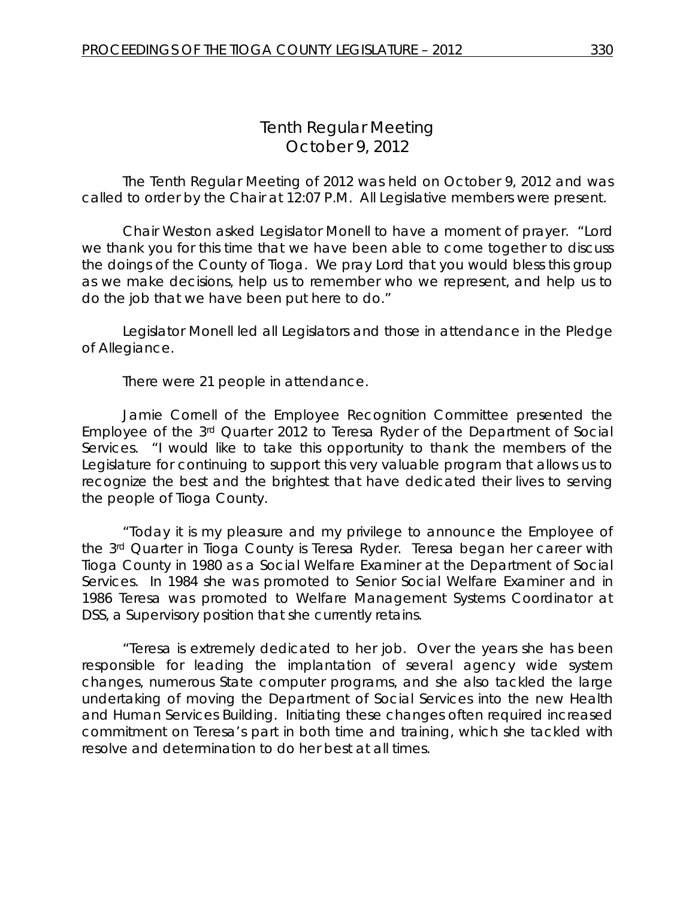# Tenth Regular Meeting
## October 9, 2012

The Tenth Regular Meeting of 2012 was held on October 9, 2012 and was called to order by the Chair at 12:07 P.M. All Legislative members were present.

Chair Weston asked Legislator Monell to have a moment of prayer. "Lord we thank you for this time that we have been able to come together to discuss the doings of the County of Tioga. We pray Lord that you would bless this group as we make decisions, help us to remember who we represent, and help us to do the job that we have been put here to do."

Legislator Monell led all Legislators and those in attendance in the Pledge of Allegiance.

There were 21 people in attendance.

Jamie Cornell of the Employee Recognition Committee presented the Employee of the 3rd Quarter 2012 to Teresa Ryder of the Department of Social Services. "I would like to take this opportunity to thank the members of the Legislature for continuing to support this very valuable program that allows us to recognize the best and the brightest that have dedicated their lives to serving the people of Tioga County.

"Today it is my pleasure and my privilege to announce the Employee of the 3rd Quarter in Tioga County is Teresa Ryder. Teresa began her career with Tioga County in 1980 as a Social Welfare Examiner at the Department of Social Services. In 1984 she was promoted to Senior Social Welfare Examiner and in 1986 Teresa was promoted to Welfare Management Systems Coordinator at DSS, a Supervisory position that she currently retains.

"Teresa is extremely dedicated to her job. Over the years she has been responsible for leading the implantation of several agency wide system changes, numerous State computer programs, and she also tackled the large undertaking of moving the Department of Social Services into the new Health and Human Services Building. Initiating these changes often required increased commitment on Teresa's part in both time and training, which she tackled with resolve and determination to do her best at all times.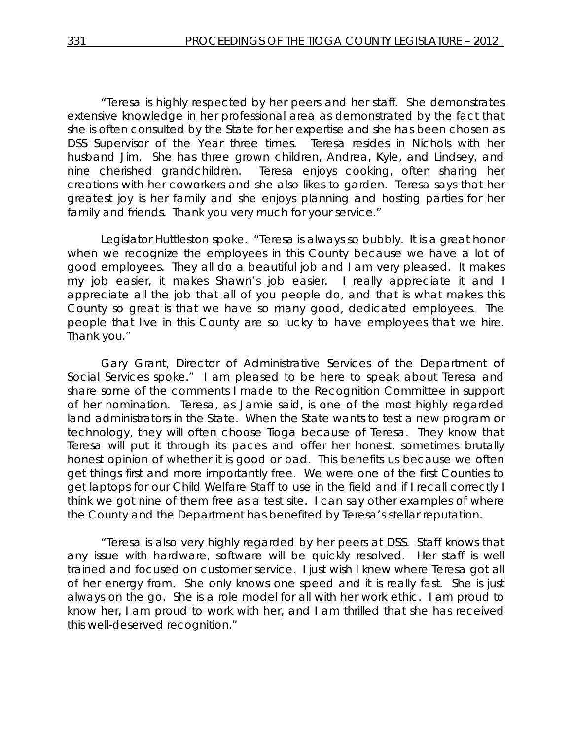"Teresa is highly respected by her peers and her staff. She demonstrates extensive knowledge in her professional area as demonstrated by the fact that she is often consulted by the State for her expertise and she has been chosen as DSS Supervisor of the Year three times. Teresa resides in Nichols with her husband Jim. She has three grown children, Andrea, Kyle, and Lindsey, and nine cherished grandchildren. Teresa enjoys cooking, often sharing her creations with her coworkers and she also likes to garden. Teresa says that her greatest joy is her family and she enjoys planning and hosting parties for her family and friends. Thank you very much for your service."

Legislator Huttleston spoke. "Teresa is always so bubbly. It is a great honor when we recognize the employees in this County because we have a lot of good employees. They all do a beautiful job and I am very pleased. It makes my job easier, it makes Shawn's job easier. I really appreciate it and I appreciate all the job that all of you people do, and that is what makes this County so great is that we have so many good, dedicated employees. The people that live in this County are so lucky to have employees that we hire. Thank you."

Gary Grant, Director of Administrative Services of the Department of Social Services spoke." I am pleased to be here to speak about Teresa and share some of the comments I made to the Recognition Committee in support of her nomination. Teresa, as Jamie said, is one of the most highly regarded land administrators in the State. When the State wants to test a new program or technology, they will often choose Tioga because of Teresa. They know that Teresa will put it through its paces and offer her honest, sometimes brutally honest opinion of whether it is good or bad. This benefits us because we often get things first and more importantly free. We were one of the first Counties to get laptops for our Child Welfare Staff to use in the field and if I recall correctly I think we got nine of them free as a test site. I can say other examples of where the County and the Department has benefited by Teresa's stellar reputation.

"Teresa is also very highly regarded by her peers at DSS. Staff knows that any issue with hardware, software will be quickly resolved. Her staff is well trained and focused on customer service. I just wish I knew where Teresa got all of her energy from. She only knows one speed and it is really fast. She is just always on the go. She is a role model for all with her work ethic. I am proud to know her, I am proud to work with her, and I am thrilled that she has received this well-deserved recognition."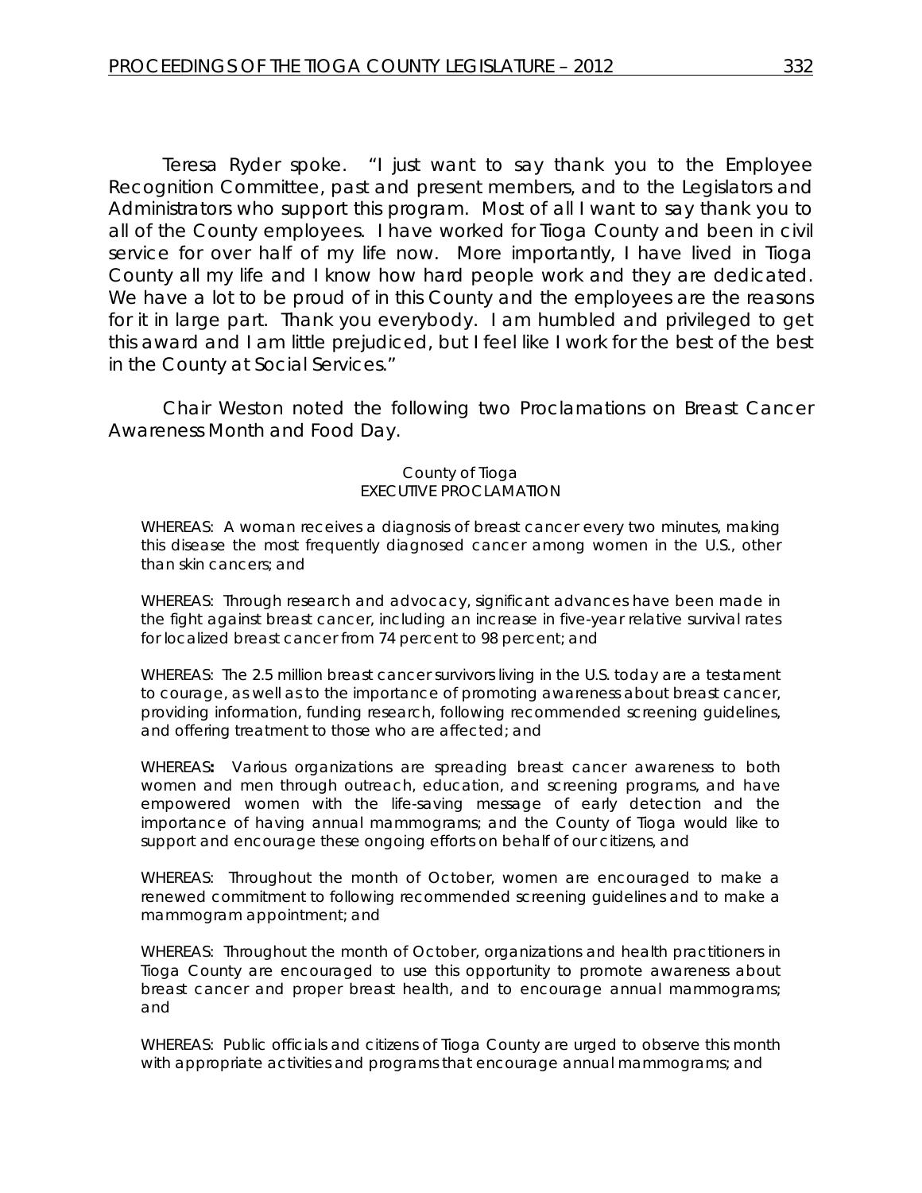Teresa Ryder spoke. "I just want to say thank you to the Employee Recognition Committee, past and present members, and to the Legislators and Administrators who support this program. Most of all I want to say thank you to all of the County employees. I have worked for Tioga County and been in civil service for over half of my life now. More importantly, I have lived in Tioga County all my life and I know how hard people work and they are dedicated. We have a lot to be proud of in this County and the employees are the reasons for it in large part. Thank you everybody. I am humbled and privileged to get this award and I am little prejudiced, but I feel like I work for the best of the best in the County at Social Services."

Chair Weston noted the following two Proclamations on Breast Cancer Awareness Month and Food Day.

County of Tioga
EXECUTIVE PROCLAMATION

WHEREAS: A woman receives a diagnosis of breast cancer every two minutes, making this disease the most frequently diagnosed cancer among women in the U.S., other than skin cancers; and

WHEREAS: Through research and advocacy, significant advances have been made in the fight against breast cancer, including an increase in five-year relative survival rates for localized breast cancer from 74 percent to 98 percent; and

WHEREAS: The 2.5 million breast cancer survivors living in the U.S. today are a testament to courage, as well as to the importance of promoting awareness about breast cancer, providing information, funding research, following recommended screening guidelines, and offering treatment to those who are affected; and

WHEREAS**:** Various organizations are spreading breast cancer awareness to both women and men through outreach, education, and screening programs, and have empowered women with the life-saving message of early detection and the importance of having annual mammograms; and the County of Tioga would like to support and encourage these ongoing efforts on behalf of our citizens, and

WHEREAS: Throughout the month of October, women are encouraged to make a renewed commitment to following recommended screening guidelines and to make a mammogram appointment; and

WHEREAS: Throughout the month of October, organizations and health practitioners in Tioga County are encouraged to use this opportunity to promote awareness about breast cancer and proper breast health, and to encourage annual mammograms; and

WHEREAS: Public officials and citizens of Tioga County are urged to observe this month with appropriate activities and programs that encourage annual mammograms; and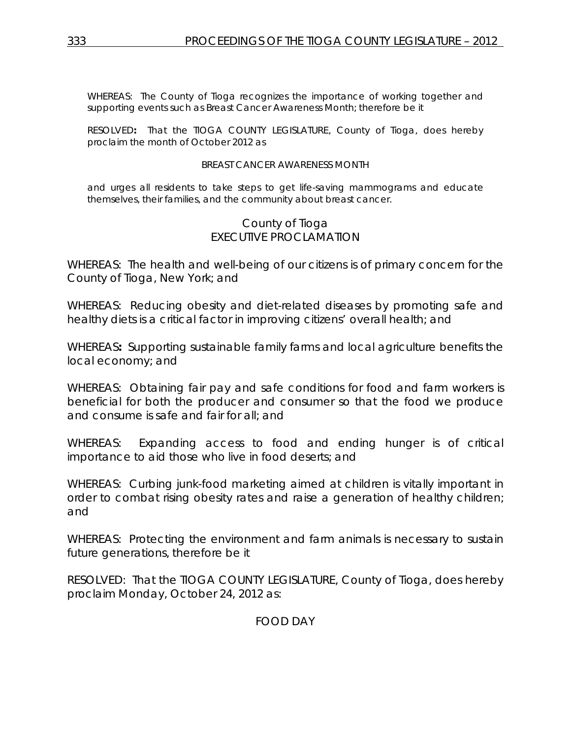WHEREAS: The County of Tioga recognizes the importance of working together and supporting events such as Breast Cancer Awareness Month; therefore be it

RESOLVED**:** That the TIOGA COUNTY LEGISLATURE, County of Tioga, does hereby proclaim the month of October 2012 as

BREAST CANCER AWARENESS MONTH

and urges all residents to take steps to get life-saving mammograms and educate themselves, their families, and the community about breast cancer.

County of Tioga
EXECUTIVE PROCLAMATION

WHEREAS: The health and well-being of our citizens is of primary concern for the County of Tioga, New York; and

WHEREAS: Reducing obesity and diet-related diseases by promoting safe and healthy diets is a critical factor in improving citizens' overall health; and

WHEREAS**:** Supporting sustainable family farms and local agriculture benefits the local economy; and

WHEREAS: Obtaining fair pay and safe conditions for food and farm workers is beneficial for both the producer and consumer so that the food we produce and consume is safe and fair for all; and

WHEREAS: Expanding access to food and ending hunger is of critical importance to aid those who live in food deserts; and

WHEREAS: Curbing junk-food marketing aimed at children is vitally important in order to combat rising obesity rates and raise a generation of healthy children; and

WHEREAS: Protecting the environment and farm animals is necessary to sustain future generations, therefore be it

RESOLVED: That the TIOGA COUNTY LEGISLATURE, County of Tioga, does hereby proclaim Monday, October 24, 2012 as:

FOOD DAY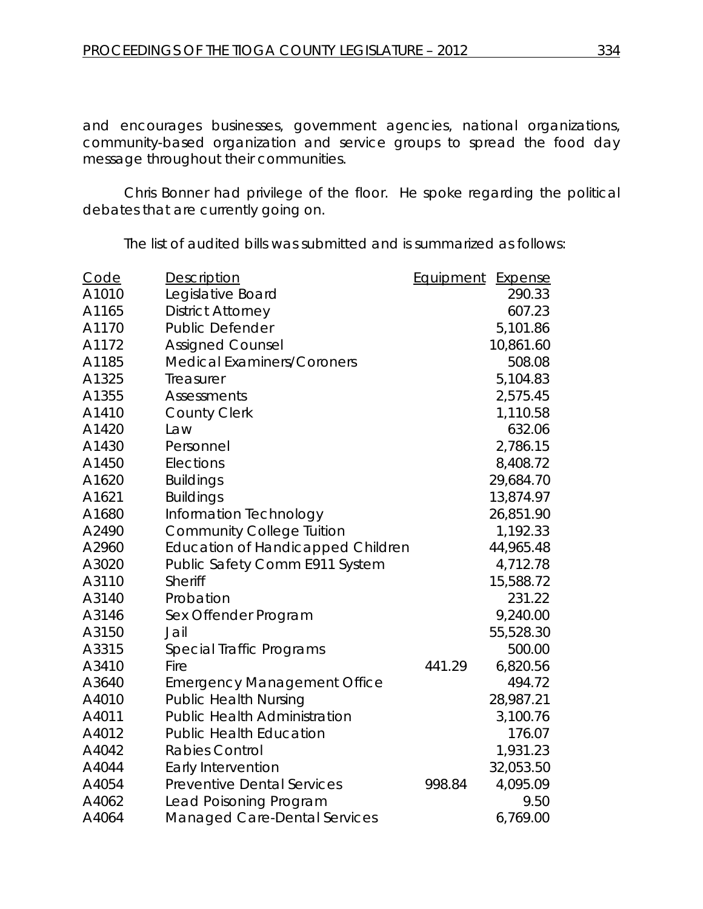and encourages businesses, government agencies, national organizations, community-based organization and service groups to spread the food day message throughout their communities.

Chris Bonner had privilege of the floor. He spoke regarding the political debates that are currently going on.

The list of audited bills was submitted and is summarized as follows:

| Code | Description | Equipment | Expense |
|---|---|---|---|
| A1010 | Legislative Board | | 290.33 |
| A1165 | District Attorney | | 607.23 |
| A1170 | Public Defender | | 5,101.86 |
| A1172 | Assigned Counsel | | 10,861.60 |
| A1185 | Medical Examiners/Coroners | | 508.08 |
| A1325 | Treasurer | | 5,104.83 |
| A1355 | Assessments | | 2,575.45 |
| A1410 | County Clerk | | 1,110.58 |
| A1420 | Law | | 632.06 |
| A1430 | Personnel | | 2,786.15 |
| A1450 | Elections | | 8,408.72 |
| A1620 | Buildings | | 29,684.70 |
| A1621 | Buildings | | 13,874.97 |
| A1680 | Information Technology | | 26,851.90 |
| A2490 | Community College Tuition | | 1,192.33 |
| A2960 | Education of Handicapped Children | | 44,965.48 |
| A3020 | Public Safety Comm E911 System | | 4,712.78 |
| A3110 | Sheriff | | 15,588.72 |
| A3140 | Probation | | 231.22 |
| A3146 | Sex Offender Program | | 9,240.00 |
| A3150 | Jail | | 55,528.30 |
| A3315 | Special Traffic Programs | | 500.00 |
| A3410 | Fire | 441.29 | 6,820.56 |
| A3640 | Emergency Management Office | | 494.72 |
| A4010 | Public Health Nursing | | 28,987.21 |
| A4011 | Public Health Administration | | 3,100.76 |
| A4012 | Public Health Education | | 176.07 |
| A4042 | Rabies Control | | 1,931.23 |
| A4044 | Early Intervention | | 32,053.50 |
| A4054 | Preventive Dental Services | 998.84 | 4,095.09 |
| A4062 | Lead Poisoning Program | | 9.50 |
| A4064 | Managed Care-Dental Services | | 6,769.00 |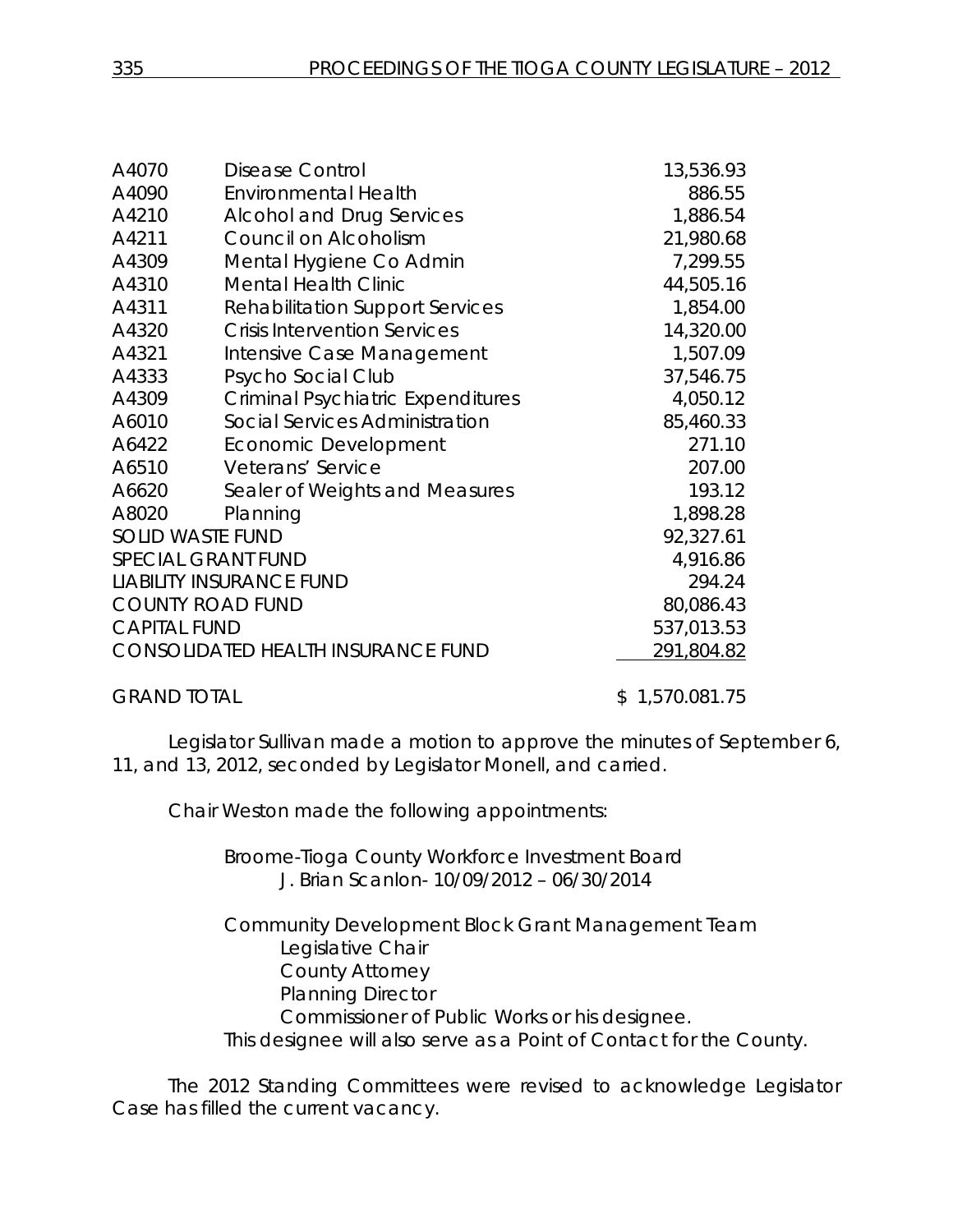| | | |
|---|---|---|
| A4070 | Disease Control | 13,536.93 |
| A4090 | Environmental Health | 886.55 |
| A4210 | Alcohol and Drug Services | 1,886.54 |
| A4211 | Council on Alcoholism | 21,980.68 |
| A4309 | Mental Hygiene Co Admin | 7,299.55 |
| A4310 | Mental Health Clinic | 44,505.16 |
| A4311 | Rehabilitation Support Services | 1,854.00 |
| A4320 | Crisis Intervention Services | 14,320.00 |
| A4321 | Intensive Case Management | 1,507.09 |
| A4333 | Psycho Social Club | 37,546.75 |
| A4309 | Criminal Psychiatric Expenditures | 4,050.12 |
| A6010 | Social Services Administration | 85,460.33 |
| A6422 | Economic Development | 271.10 |
| A6510 | Veterans' Service | 207.00 |
| A6620 | Sealer of Weights and Measures | 193.12 |
| A8020 | Planning | 1,898.28 |
| SOLID WASTE FUND | | 92,327.61 |
| SPECIAL GRANT FUND | | 4,916.86 |
| LIABILITY INSURANCE FUND | | 294.24 |
| COUNTY ROAD FUND | | 80,086.43 |
| CAPITAL FUND | | 537,013.53 |
| CONSOLIDATED HEALTH INSURANCE FUND | | 291,804.82 |
| GRAND TOTAL | | $ 1,570.081.75 |

Legislator Sullivan made a motion to approve the minutes of September 6, 11, and 13, 2012, seconded by Legislator Monell, and carried.

Chair Weston made the following appointments:

Broome-Tioga County Workforce Investment Board
J. Brian Scanlon- 10/09/2012 – 06/30/2014

Community Development Block Grant Management Team
Legislative Chair
County Attorney
Planning Director
Commissioner of Public Works or his designee.
This designee will also serve as a Point of Contact for the County.

The 2012 Standing Committees were revised to acknowledge Legislator Case has filled the current vacancy.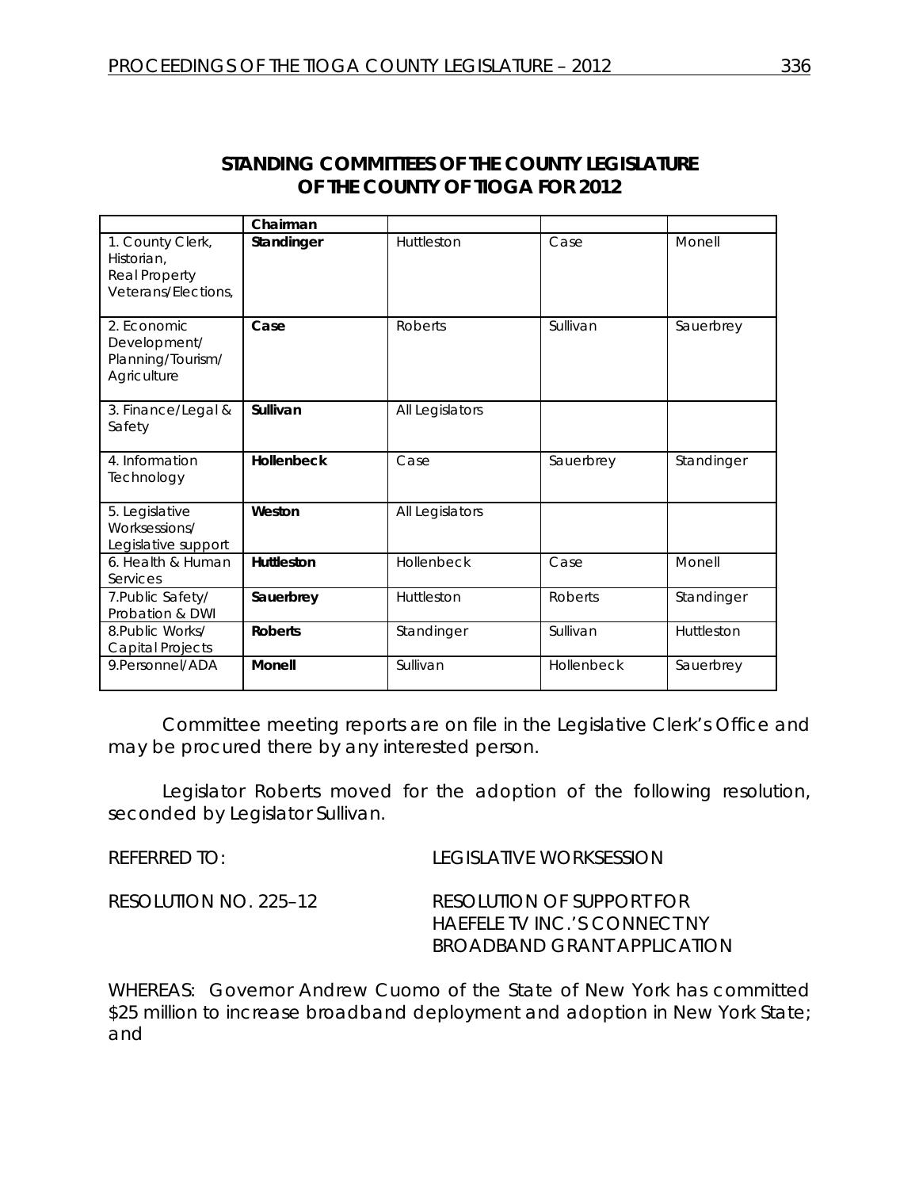## STANDING COMMITTEES OF THE COUNTY LEGISLATURE OF THE COUNTY OF TIOGA FOR 2012

| | Chairman | | | |
|---|---|---|---|---|
| 1. County Clerk, Historian, Real Property Veterans/Elections, | **Standinger** | Huttleston | Case | Monell |
| 2. Economic Development/ Planning/Tourism/ Agriculture | **Case** | Roberts | Sullivan | Sauerbrey |
| 3. Finance/Legal & Safety | **Sullivan** | All Legislators | | |
| 4. Information Technology | **Hollenbeck** | Case | Sauerbrey | Standinger |
| 5. Legislative Worksessions/ Legislative support | **Weston** | All Legislators | | |
| 6. Health & Human Services | **Huttleston** | Hollenbeck | Case | Monell |
| 7.Public Safety/ Probation & DWI | **Sauerbrey** | Huttleston | Roberts | Standinger |
| 8.Public Works/ Capital Projects | **Roberts** | Standinger | Sullivan | Huttleston |
| 9.Personnel/ADA | **Monell** | Sullivan | Hollenbeck | Sauerbrey |

Committee meeting reports are on file in the Legislative Clerk's Office and may be procured there by any interested person.

Legislator Roberts moved for the adoption of the following resolution, seconded by Legislator Sullivan.

REFERRED TO: LEGISLATIVE WORKSESSION

RESOLUTION NO. 225–12 RESOLUTION OF SUPPORT FOR HAEFELE TV INC.'S CONNECT NY BROADBAND GRANT APPLICATION

WHEREAS: Governor Andrew Cuomo of the State of New York has committed \$25 million to increase broadband deployment and adoption in New York State; and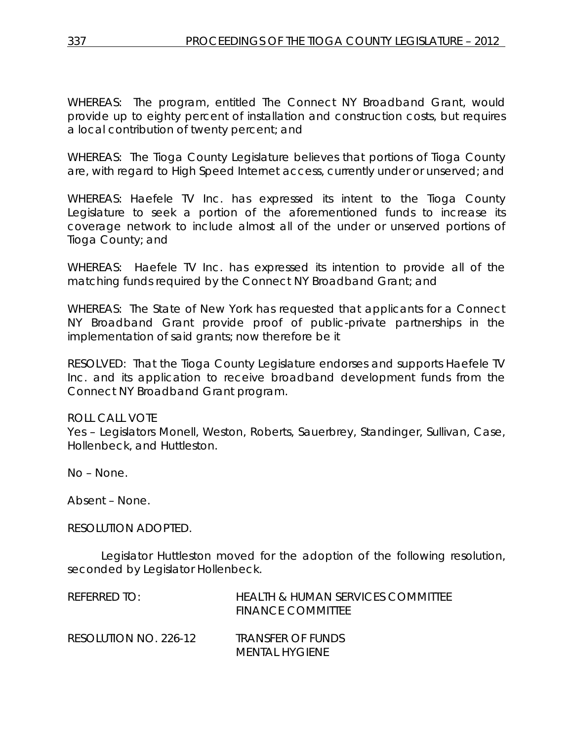WHEREAS: The program, entitled The Connect NY Broadband Grant, would provide up to eighty percent of installation and construction costs, but requires a local contribution of twenty percent; and

WHEREAS: The Tioga County Legislature believes that portions of Tioga County are, with regard to High Speed Internet access, currently under or unserved; and

WHEREAS: Haefele TV Inc. has expressed its intent to the Tioga County Legislature to seek a portion of the aforementioned funds to increase its coverage network to include almost all of the under or unserved portions of Tioga County; and

WHEREAS: Haefele TV Inc. has expressed its intention to provide all of the matching funds required by the Connect NY Broadband Grant; and

WHEREAS: The State of New York has requested that applicants for a Connect NY Broadband Grant provide proof of public-private partnerships in the implementation of said grants; now therefore be it

RESOLVED: That the Tioga County Legislature endorses and supports Haefele TV Inc. and its application to receive broadband development funds from the Connect NY Broadband Grant program.

ROLL CALL VOTE
Yes – Legislators Monell, Weston, Roberts, Sauerbrey, Standinger, Sullivan, Case, Hollenbeck, and Huttleston.

No – None.

Absent – None.

RESOLUTION ADOPTED.

Legislator Huttleston moved for the adoption of the following resolution, seconded by Legislator Hollenbeck.

REFERRED TO: HEALTH & HUMAN SERVICES COMMITTEE
FINANCE COMMITTEE

RESOLUTION NO. 226-12 TRANSFER OF FUNDS
MENTAL HYGIENE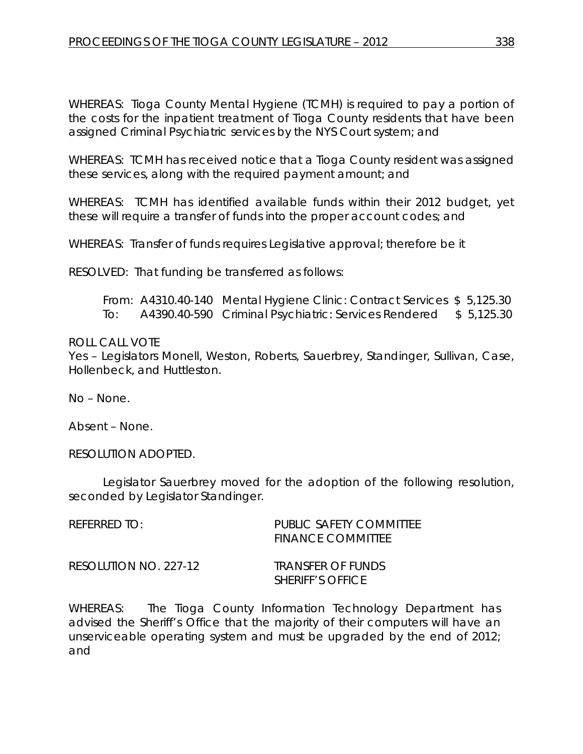WHEREAS: Tioga County Mental Hygiene (TCMH) is required to pay a portion of the costs for the inpatient treatment of Tioga County residents that have been assigned Criminal Psychiatric services by the NYS Court system; and

WHEREAS: TCMH has received notice that a Tioga County resident was assigned these services, along with the required payment amount; and

WHEREAS: TCMH has identified available funds within their 2012 budget, yet these will require a transfer of funds into the proper account codes; and

WHEREAS: Transfer of funds requires Legislative approval; therefore be it

RESOLVED: That funding be transferred as follows:

| | | | |
|---|---|---|---|
| From: | A4310.40-140 | Mental Hygiene Clinic: Contract Services | $ 5,125.30 |
| To: | A4390.40-590 | Criminal Psychiatric: Services Rendered | $ 5,125.30 |

ROLL CALL VOTE
Yes – Legislators Monell, Weston, Roberts, Sauerbrey, Standinger, Sullivan, Case, Hollenbeck, and Huttleston.

No – None.

Absent – None.

RESOLUTION ADOPTED.

Legislator Sauerbrey moved for the adoption of the following resolution, seconded by Legislator Standinger.

REFERRED TO: PUBLIC SAFETY COMMITTEE
FINANCE COMMITTEE

RESOLUTION NO. 227-12 TRANSFER OF FUNDS
SHERIFF'S OFFICE

WHEREAS: The Tioga County Information Technology Department has advised the Sheriff's Office that the majority of their computers will have an unserviceable operating system and must be upgraded by the end of 2012; and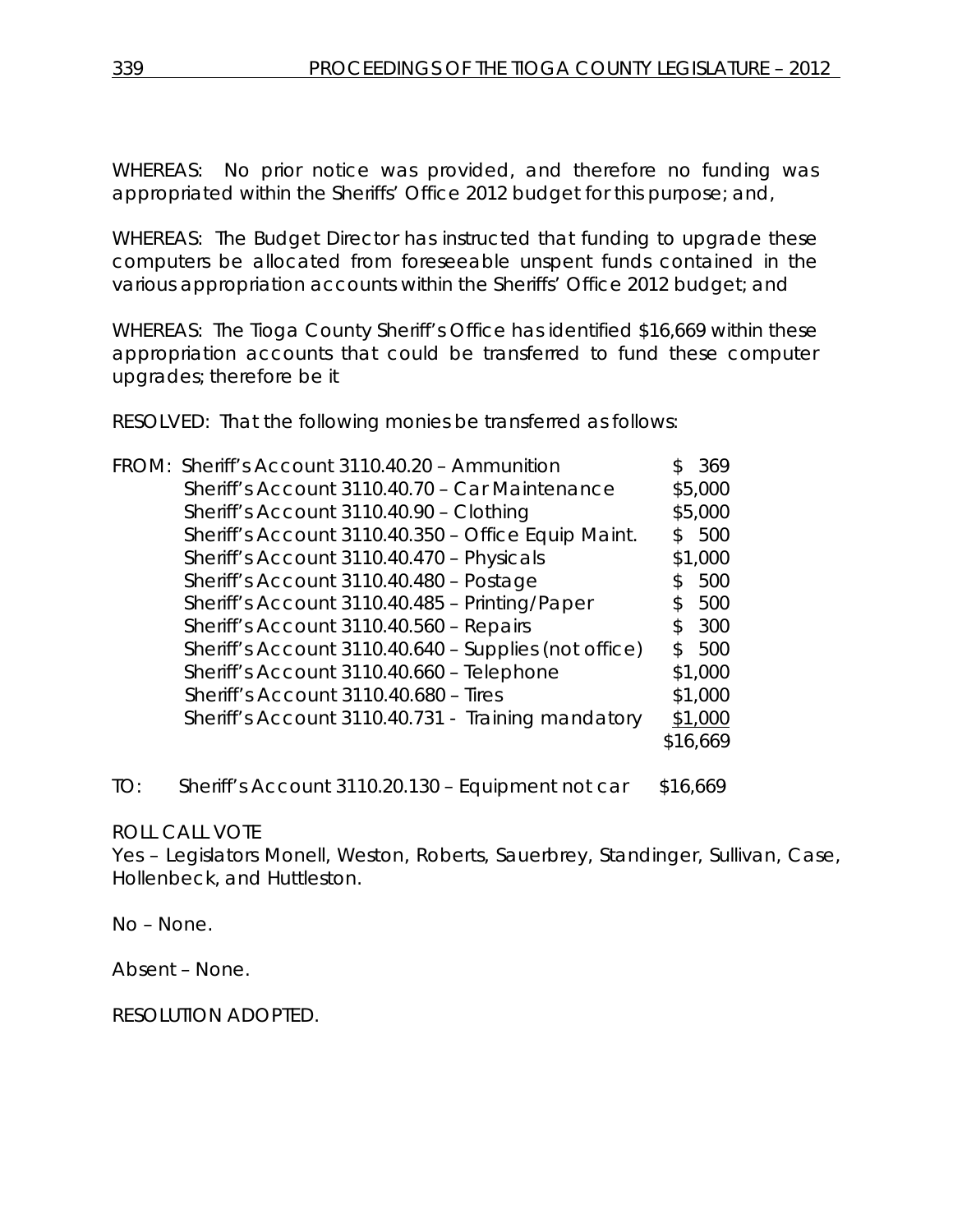WHEREAS: No prior notice was provided, and therefore no funding was appropriated within the Sheriffs' Office 2012 budget for this purpose; and,

WHEREAS: The Budget Director has instructed that funding to upgrade these computers be allocated from foreseeable unspent funds contained in the various appropriation accounts within the Sheriffs' Office 2012 budget; and

WHEREAS: The Tioga County Sheriff's Office has identified $16,669 within these appropriation accounts that could be transferred to fund these computer upgrades; therefore be it

RESOLVED: That the following monies be transferred as follows:

| | | |
|---|---|---|
| FROM: | Sheriff's Account 3110.40.20 – Ammunition | $ 369 |
| | Sheriff's Account 3110.40.70 – Car Maintenance | $5,000 |
| | Sheriff's Account 3110.40.90 – Clothing | $5,000 |
| | Sheriff's Account 3110.40.350 – Office Equip Maint. | $ 500 |
| | Sheriff's Account 3110.40.470 – Physicals | $1,000 |
| | Sheriff's Account 3110.40.480 – Postage | $ 500 |
| | Sheriff's Account 3110.40.485 – Printing/Paper | $ 500 |
| | Sheriff's Account 3110.40.560 – Repairs | $ 300 |
| | Sheriff's Account 3110.40.640 – Supplies (not office) | $ 500 |
| | Sheriff's Account 3110.40.660 – Telephone | $1,000 |
| | Sheriff's Account 3110.40.680 – Tires | $1,000 |
| | Sheriff's Account 3110.40.731 - Training mandatory | $1,000 |
| | | $16,669 |

TO: Sheriff's Account 3110.20.130 – Equipment not car $16,669

ROLL CALL VOTE
Yes – Legislators Monell, Weston, Roberts, Sauerbrey, Standinger, Sullivan, Case, Hollenbeck, and Huttleston.

No – None.

Absent – None.

RESOLUTION ADOPTED.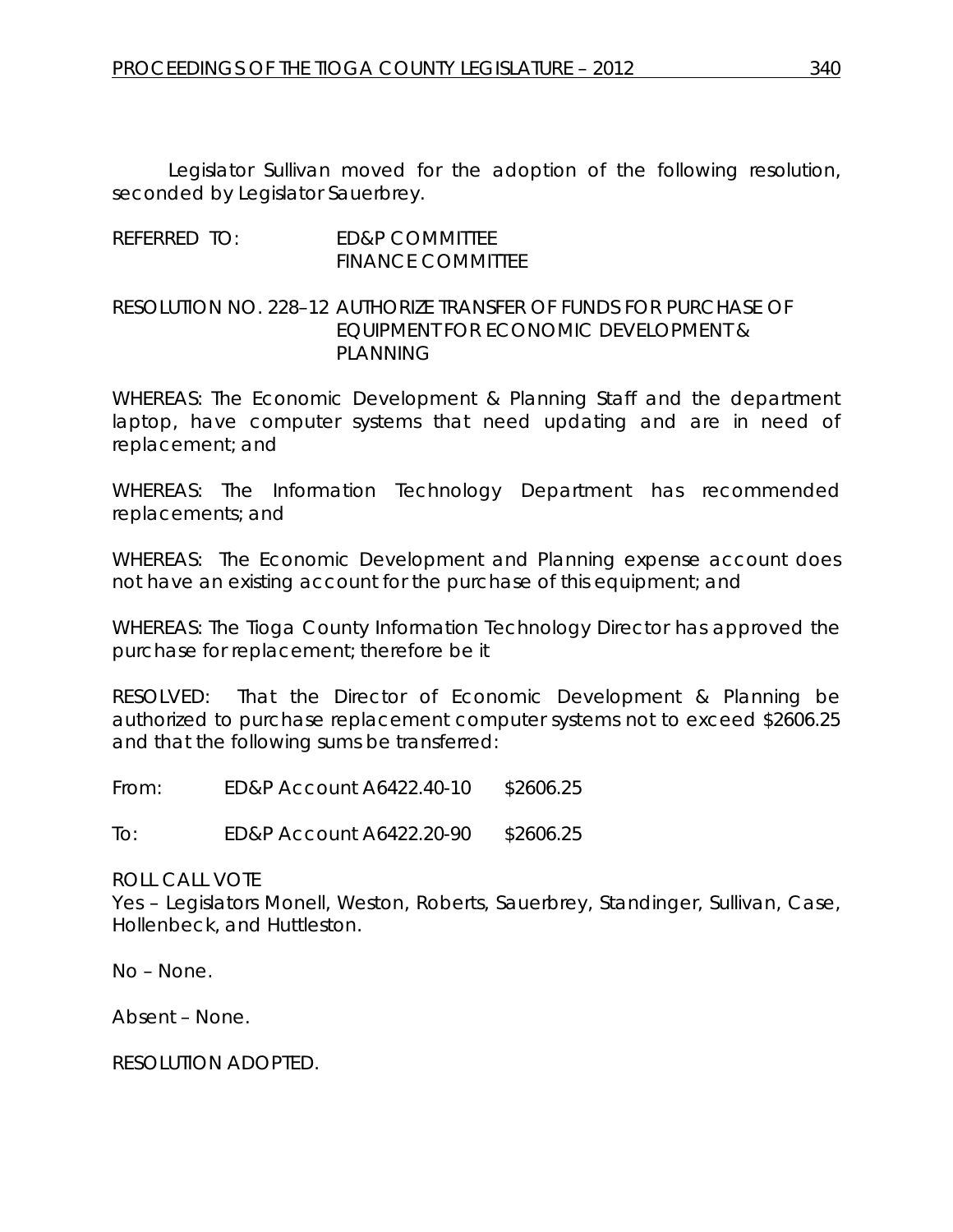Legislator Sullivan moved for the adoption of the following resolution, seconded by Legislator Sauerbrey.

REFERRED TO: ED&P COMMITTEE
FINANCE COMMITTEE

RESOLUTION NO. 228–12 AUTHORIZE TRANSFER OF FUNDS FOR PURCHASE OF EQUIPMENT FOR ECONOMIC DEVELOPMENT & PLANNING

WHEREAS: The Economic Development & Planning Staff and the department laptop, have computer systems that need updating and are in need of replacement; and

WHEREAS: The Information Technology Department has recommended replacements; and

WHEREAS: The Economic Development and Planning expense account does not have an existing account for the purchase of this equipment; and

WHEREAS: The Tioga County Information Technology Director has approved the purchase for replacement; therefore be it

RESOLVED: That the Director of Economic Development & Planning be authorized to purchase replacement computer systems not to exceed $2606.25 and that the following sums be transferred:

| | | |
|---|---|---|
| From: | ED&P Account A6422.40-10 | $2606.25 |
| To: | ED&P Account A6422.20-90 | $2606.25 |

ROLL CALL VOTE
Yes – Legislators Monell, Weston, Roberts, Sauerbrey, Standinger, Sullivan, Case, Hollenbeck, and Huttleston.

No – None.

Absent – None.

RESOLUTION ADOPTED.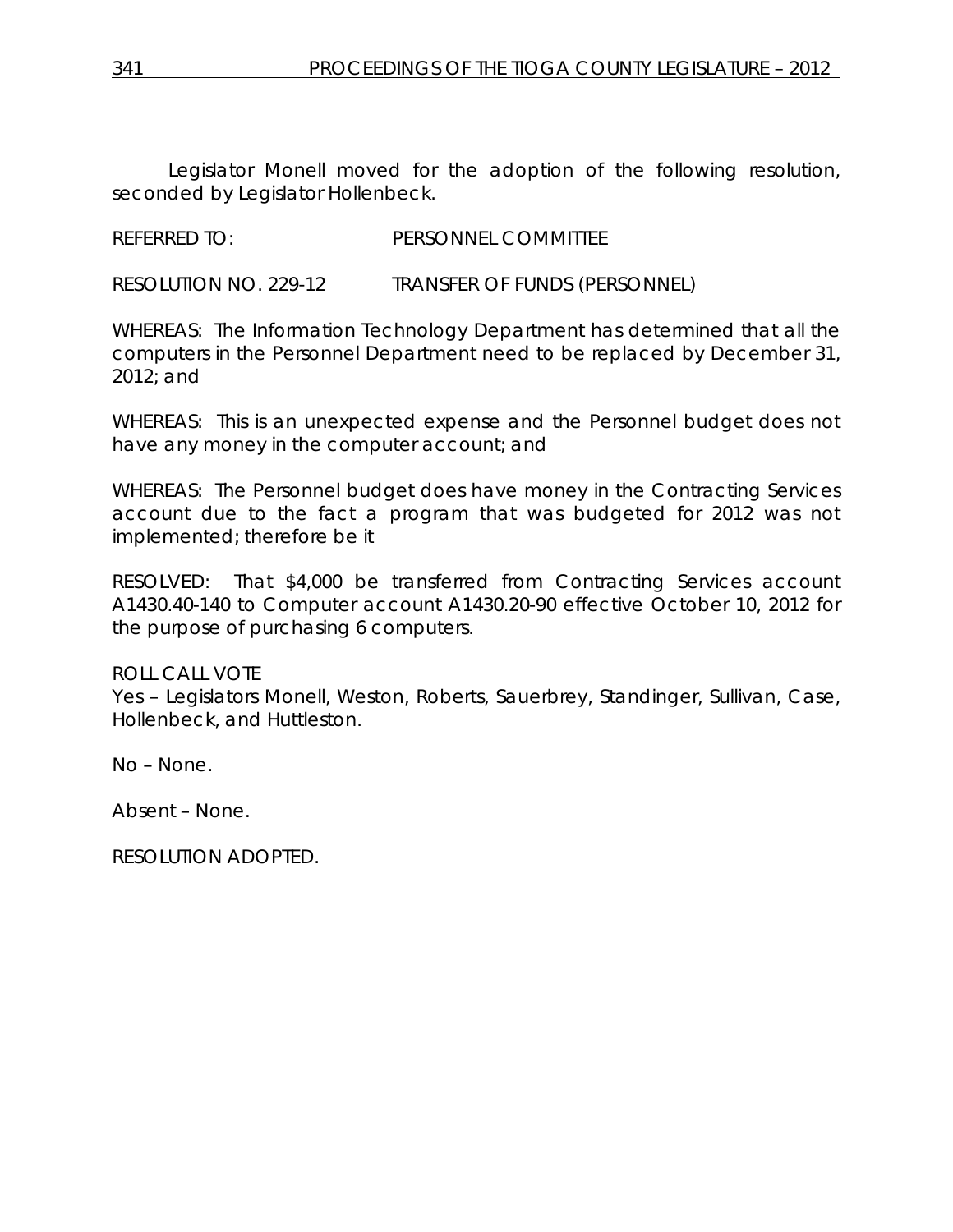Legislator Monell moved for the adoption of the following resolution, seconded by Legislator Hollenbeck.

REFERRED TO: PERSONNEL COMMITTEE

RESOLUTION NO. 229-12 TRANSFER OF FUNDS (PERSONNEL)

WHEREAS: The Information Technology Department has determined that all the computers in the Personnel Department need to be replaced by December 31, 2012; and

WHEREAS: This is an unexpected expense and the Personnel budget does not have any money in the computer account; and

WHEREAS: The Personnel budget does have money in the Contracting Services account due to the fact a program that was budgeted for 2012 was not implemented; therefore be it

RESOLVED: That $4,000 be transferred from Contracting Services account A1430.40-140 to Computer account A1430.20-90 effective October 10, 2012 for the purpose of purchasing 6 computers.

ROLL CALL VOTE
Yes – Legislators Monell, Weston, Roberts, Sauerbrey, Standinger, Sullivan, Case, Hollenbeck, and Huttleston.

No – None.

Absent – None.

RESOLUTION ADOPTED.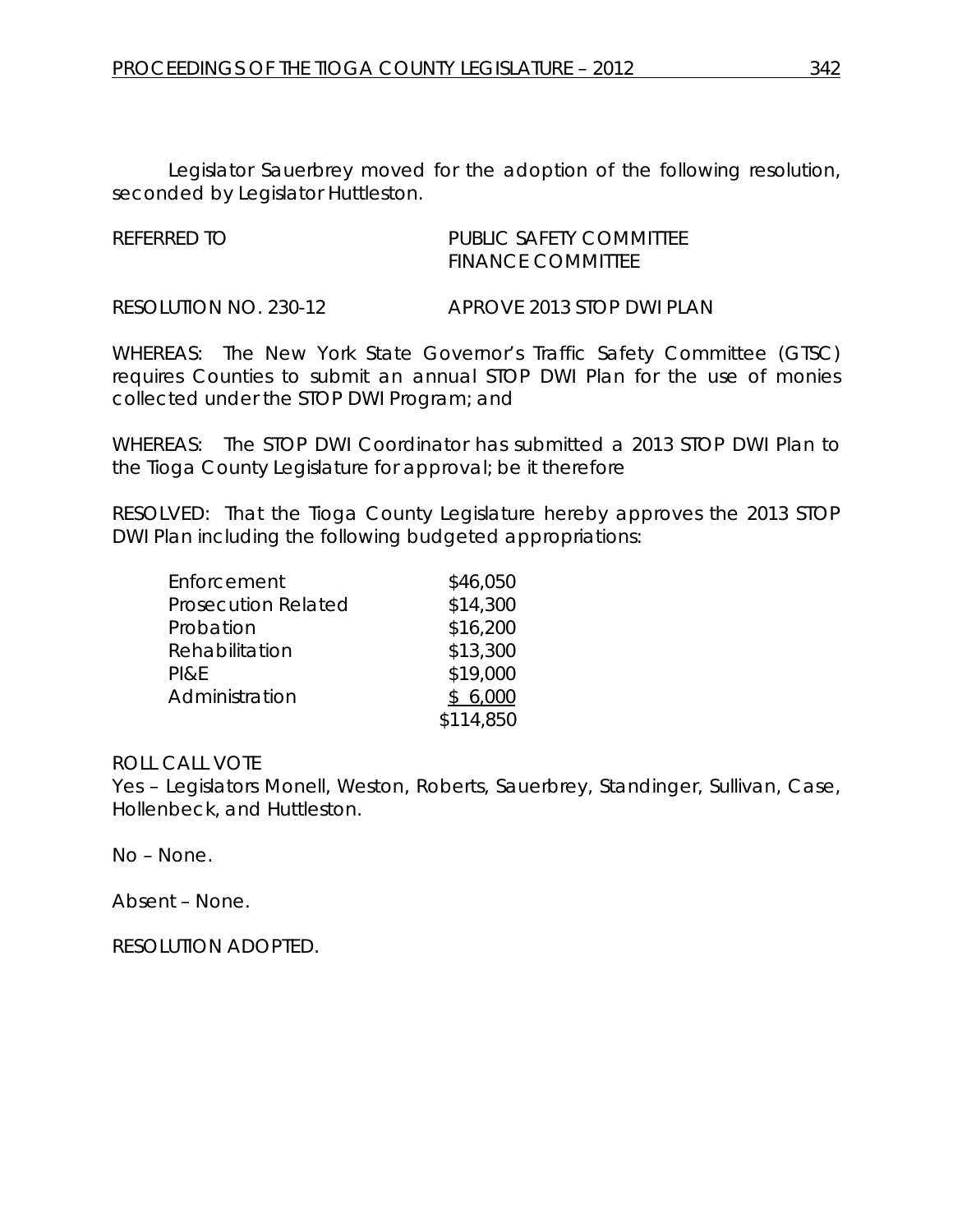Legislator Sauerbrey moved for the adoption of the following resolution, seconded by Legislator Huttleston.

REFERRED TO PUBLIC SAFETY COMMITTEE
FINANCE COMMITTEE

RESOLUTION NO. 230-12 APROVE 2013 STOP DWI PLAN

WHEREAS: The New York State Governor's Traffic Safety Committee (GTSC) requires Counties to submit an annual STOP DWI Plan for the use of monies collected under the STOP DWI Program; and

WHEREAS: The STOP DWI Coordinator has submitted a 2013 STOP DWI Plan to the Tioga County Legislature for approval; be it therefore

RESOLVED: That the Tioga County Legislature hereby approves the 2013 STOP DWI Plan including the following budgeted appropriations:

| | |
|---|---|
| Enforcement | \$46,050 |
| Prosecution Related | \$14,300 |
| Probation | \$16,200 |
| Rehabilitation | \$13,300 |
| PI&E | \$19,000 |
| Administration | \$ 6,000 |
| | \$114,850 |

ROLL CALL VOTE
Yes – Legislators Monell, Weston, Roberts, Sauerbrey, Standinger, Sullivan, Case, Hollenbeck, and Huttleston.

No – None.

Absent – None.

RESOLUTION ADOPTED.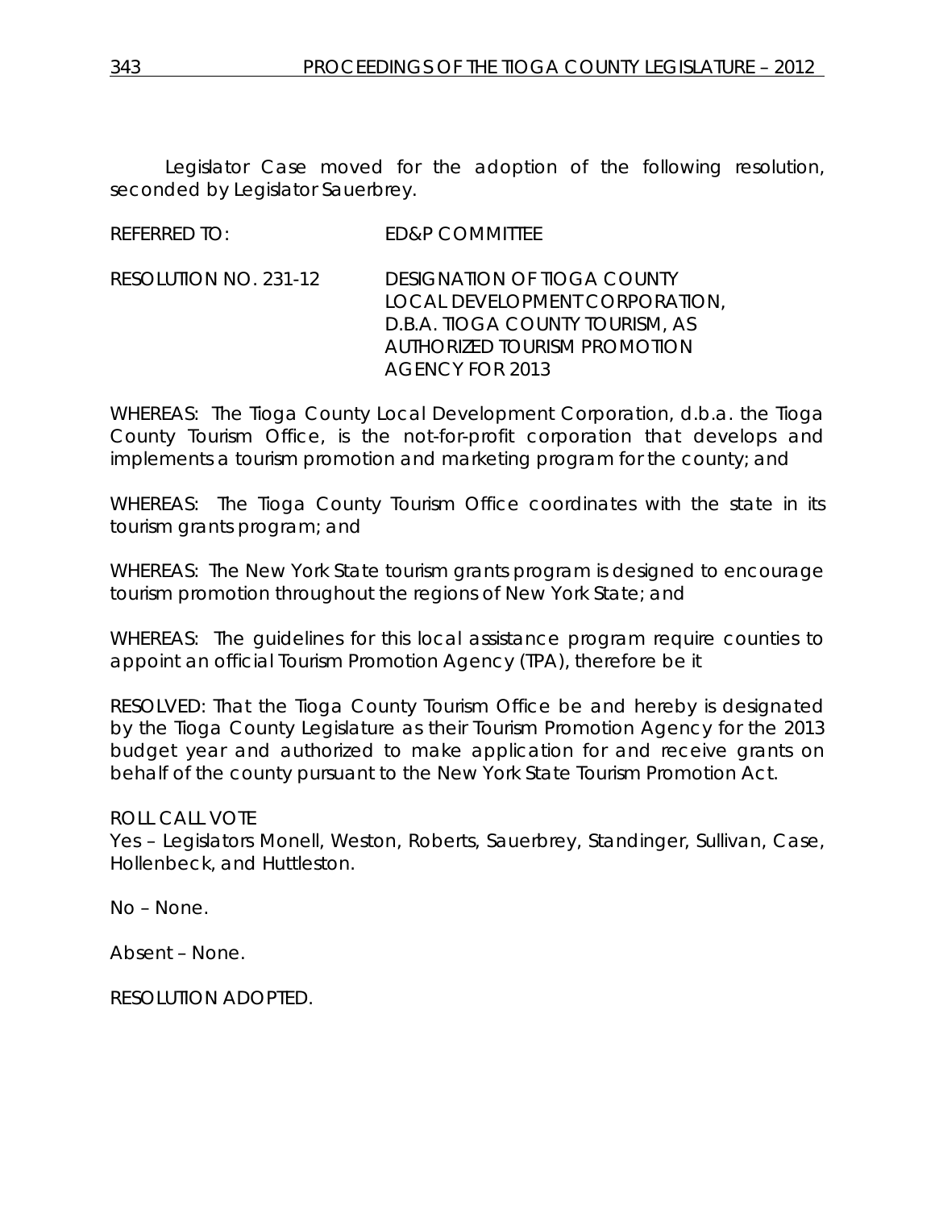Legislator Case moved for the adoption of the following resolution, seconded by Legislator Sauerbrey.

| | |
|---|---|
| REFERRED TO: | ED&P COMMITTEE |
| RESOLUTION NO. 231-12 | DESIGNATION OF TIOGA COUNTY LOCAL DEVELOPMENT CORPORATION, D.B.A. TIOGA COUNTY TOURISM, AS AUTHORIZED TOURISM PROMOTION AGENCY FOR 2013 |

WHEREAS: The Tioga County Local Development Corporation, d.b.a. the Tioga County Tourism Office, is the not-for-profit corporation that develops and implements a tourism promotion and marketing program for the county; and

WHEREAS: The Tioga County Tourism Office coordinates with the state in its tourism grants program; and

WHEREAS: The New York State tourism grants program is designed to encourage tourism promotion throughout the regions of New York State; and

WHEREAS: The guidelines for this local assistance program require counties to appoint an official Tourism Promotion Agency (TPA), therefore be it

RESOLVED: That the Tioga County Tourism Office be and hereby is designated by the Tioga County Legislature as their Tourism Promotion Agency for the 2013 budget year and authorized to make application for and receive grants on behalf of the county pursuant to the New York State Tourism Promotion Act.

ROLL CALL VOTE
Yes – Legislators Monell, Weston, Roberts, Sauerbrey, Standinger, Sullivan, Case, Hollenbeck, and Huttleston.

No – None.

Absent – None.

RESOLUTION ADOPTED.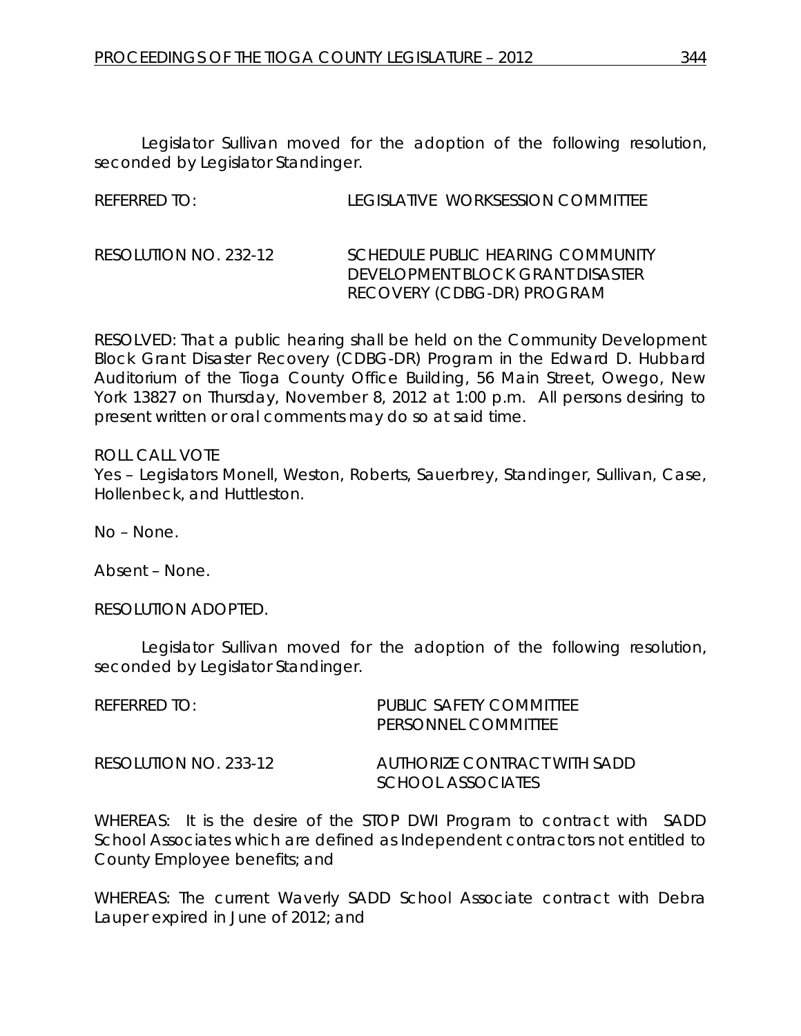Legislator Sullivan moved for the adoption of the following resolution, seconded by Legislator Standinger.

REFERRED TO: LEGISLATIVE WORKSESSION COMMITTEE

RESOLUTION NO. 232-12 SCHEDULE PUBLIC HEARING COMMUNITY DEVELOPMENT BLOCK GRANT DISASTER RECOVERY (CDBG-DR) PROGRAM

RESOLVED: That a public hearing shall be held on the Community Development Block Grant Disaster Recovery (CDBG-DR) Program in the Edward D. Hubbard Auditorium of the Tioga County Office Building, 56 Main Street, Owego, New York 13827 on Thursday, November 8, 2012 at 1:00 p.m. All persons desiring to present written or oral comments may do so at said time.

ROLL CALL VOTE
Yes – Legislators Monell, Weston, Roberts, Sauerbrey, Standinger, Sullivan, Case, Hollenbeck, and Huttleston.

No – None.

Absent – None.

RESOLUTION ADOPTED.

Legislator Sullivan moved for the adoption of the following resolution, seconded by Legislator Standinger.

REFERRED TO: PUBLIC SAFETY COMMITTEE
PERSONNEL COMMITTEE

RESOLUTION NO. 233-12 AUTHORIZE CONTRACT WITH SADD SCHOOL ASSOCIATES

WHEREAS: It is the desire of the STOP DWI Program to contract with SADD School Associates which are defined as Independent contractors not entitled to County Employee benefits; and

WHEREAS: The current Waverly SADD School Associate contract with Debra Lauper expired in June of 2012; and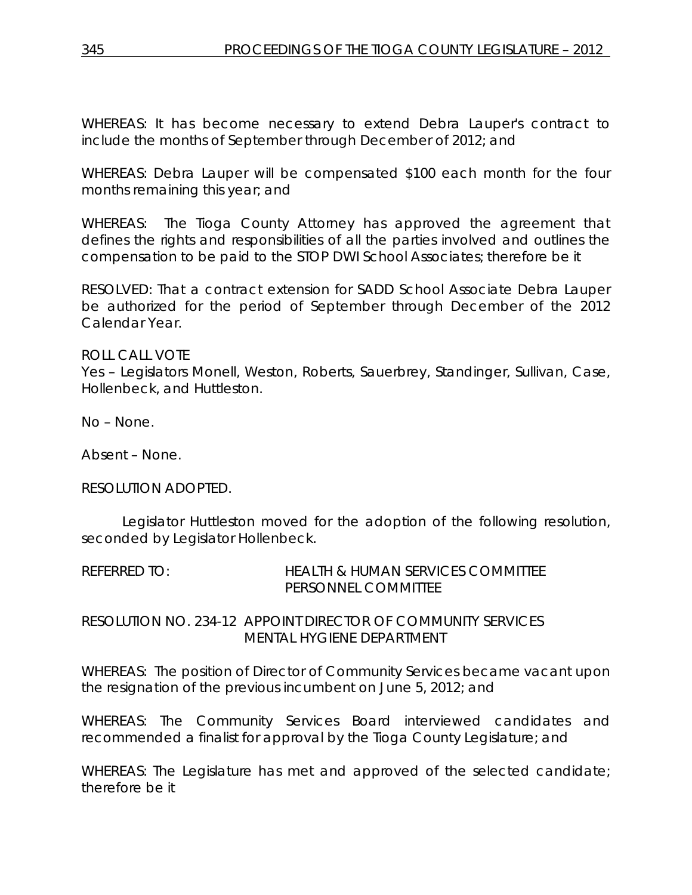WHEREAS: It has become necessary to extend Debra Lauper's contract to include the months of September through December of 2012; and

WHEREAS: Debra Lauper will be compensated $100 each month for the four months remaining this year; and

WHEREAS: The Tioga County Attorney has approved the agreement that defines the rights and responsibilities of all the parties involved and outlines the compensation to be paid to the STOP DWI School Associates; therefore be it

RESOLVED: That a contract extension for SADD School Associate Debra Lauper be authorized for the period of September through December of the 2012 Calendar Year.

ROLL CALL VOTE
Yes – Legislators Monell, Weston, Roberts, Sauerbrey, Standinger, Sullivan, Case, Hollenbeck, and Huttleston.

No – None.

Absent – None.

RESOLUTION ADOPTED.

Legislator Huttleston moved for the adoption of the following resolution, seconded by Legislator Hollenbeck.

REFERRED TO: HEALTH & HUMAN SERVICES COMMITTEE
PERSONNEL COMMITTEE

RESOLUTION NO. 234-12 APPOINT DIRECTOR OF COMMUNITY SERVICES
MENTAL HYGIENE DEPARTMENT

WHEREAS: The position of Director of Community Services became vacant upon the resignation of the previous incumbent on June 5, 2012; and

WHEREAS: The Community Services Board interviewed candidates and recommended a finalist for approval by the Tioga County Legislature; and

WHEREAS: The Legislature has met and approved of the selected candidate; therefore be it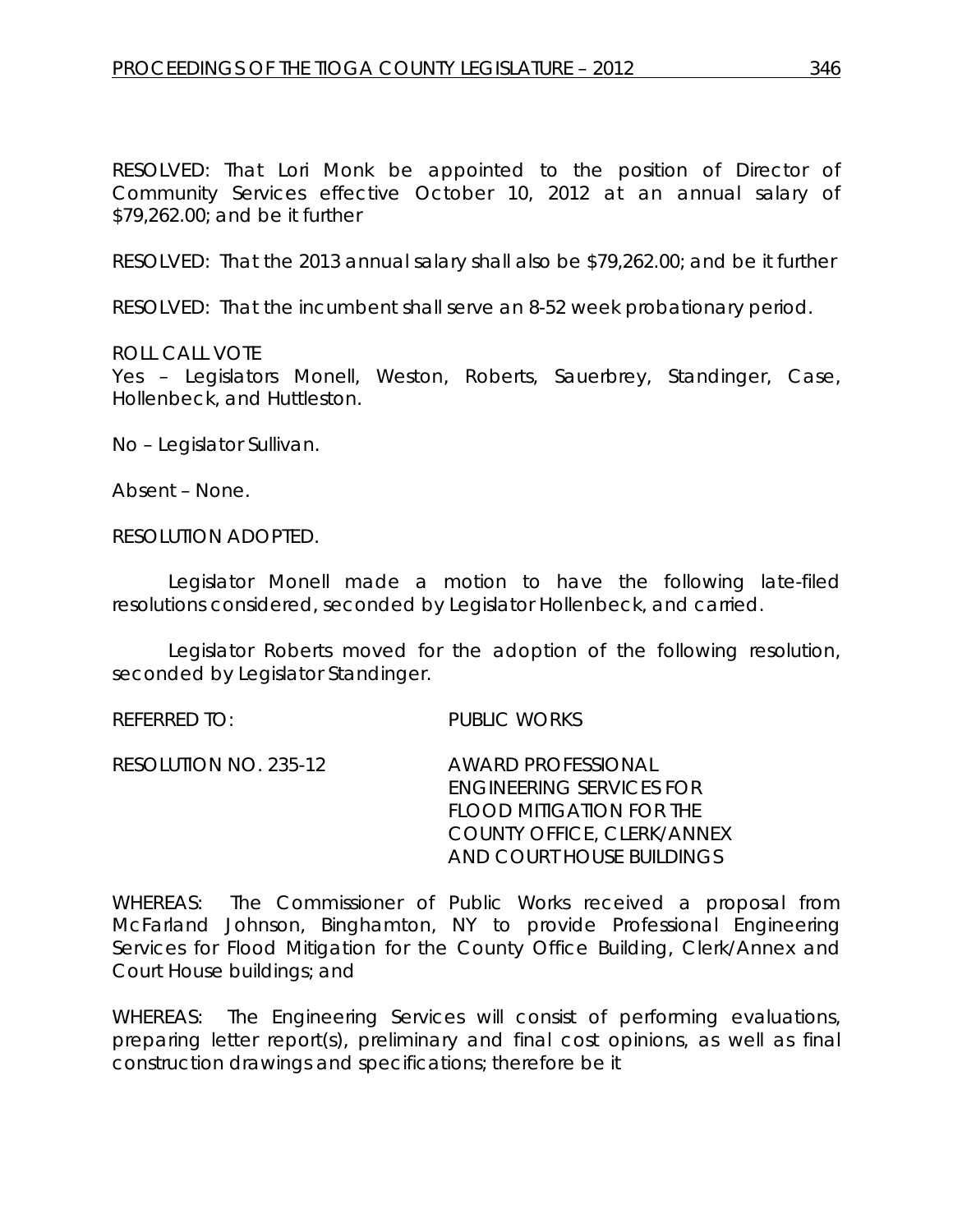RESOLVED: That Lori Monk be appointed to the position of Director of Community Services effective October 10, 2012 at an annual salary of $79,262.00; and be it further

RESOLVED: That the 2013 annual salary shall also be $79,262.00; and be it further

RESOLVED: That the incumbent shall serve an 8-52 week probationary period.

ROLL CALL VOTE
Yes – Legislators Monell, Weston, Roberts, Sauerbrey, Standinger, Case, Hollenbeck, and Huttleston.

No – Legislator Sullivan.

Absent – None.

RESOLUTION ADOPTED.

Legislator Monell made a motion to have the following late-filed resolutions considered, seconded by Legislator Hollenbeck, and carried.

Legislator Roberts moved for the adoption of the following resolution, seconded by Legislator Standinger.

REFERRED TO: PUBLIC WORKS

RESOLUTION NO. 235-12 AWARD PROFESSIONAL ENGINEERING SERVICES FOR FLOOD MITIGATION FOR THE COUNTY OFFICE, CLERK/ANNEX AND COURT HOUSE BUILDINGS

WHEREAS: The Commissioner of Public Works received a proposal from McFarland Johnson, Binghamton, NY to provide Professional Engineering Services for Flood Mitigation for the County Office Building, Clerk/Annex and Court House buildings; and

WHEREAS: The Engineering Services will consist of performing evaluations, preparing letter report(s), preliminary and final cost opinions, as well as final construction drawings and specifications; therefore be it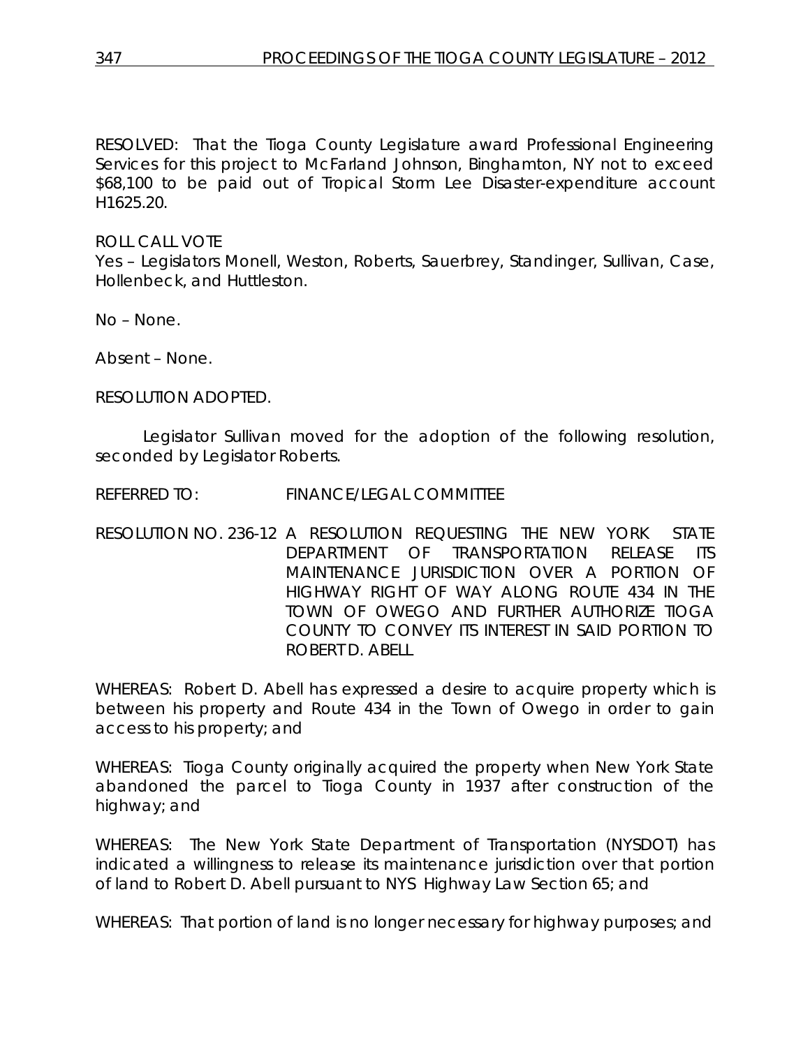RESOLVED: That the Tioga County Legislature award Professional Engineering Services for this project to McFarland Johnson, Binghamton, NY not to exceed $68,100 to be paid out of Tropical Storm Lee Disaster-expenditure account H1625.20.

ROLL CALL VOTE
Yes – Legislators Monell, Weston, Roberts, Sauerbrey, Standinger, Sullivan, Case, Hollenbeck, and Huttleston.

No – None.

Absent – None.

RESOLUTION ADOPTED.

Legislator Sullivan moved for the adoption of the following resolution, seconded by Legislator Roberts.

REFERRED TO: FINANCE/LEGAL COMMITTEE

RESOLUTION NO. 236-12 A RESOLUTION REQUESTING THE NEW YORK STATE DEPARTMENT OF TRANSPORTATION RELEASE ITS MAINTENANCE JURISDICTION OVER A PORTION OF HIGHWAY RIGHT OF WAY ALONG ROUTE 434 IN THE TOWN OF OWEGO AND FURTHER AUTHORIZE TIOGA COUNTY TO CONVEY ITS INTEREST IN SAID PORTION TO ROBERT D. ABELL

WHEREAS: Robert D. Abell has expressed a desire to acquire property which is between his property and Route 434 in the Town of Owego in order to gain access to his property; and

WHEREAS: Tioga County originally acquired the property when New York State abandoned the parcel to Tioga County in 1937 after construction of the highway; and

WHEREAS: The New York State Department of Transportation (NYSDOT) has indicated a willingness to release its maintenance jurisdiction over that portion of land to Robert D. Abell pursuant to NYS Highway Law Section 65; and

WHEREAS: That portion of land is no longer necessary for highway purposes; and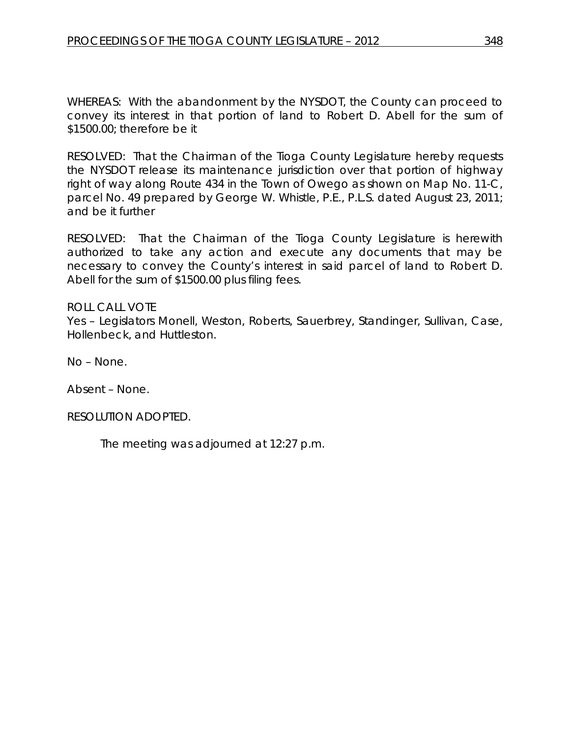WHEREAS: With the abandonment by the NYSDOT, the County can proceed to convey its interest in that portion of land to Robert D. Abell for the sum of $1500.00; therefore be it

RESOLVED: That the Chairman of the Tioga County Legislature hereby requests the NYSDOT release its maintenance jurisdiction over that portion of highway right of way along Route 434 in the Town of Owego as shown on Map No. 11-C, parcel No. 49 prepared by George W. Whistle, P.E., P.L.S. dated August 23, 2011; and be it further

RESOLVED: That the Chairman of the Tioga County Legislature is herewith authorized to take any action and execute any documents that may be necessary to convey the County's interest in said parcel of land to Robert D. Abell for the sum of $1500.00 plus filing fees.

ROLL CALL VOTE
Yes – Legislators Monell, Weston, Roberts, Sauerbrey, Standinger, Sullivan, Case, Hollenbeck, and Huttleston.

No – None.

Absent – None.

RESOLUTION ADOPTED.

The meeting was adjourned at 12:27 p.m.